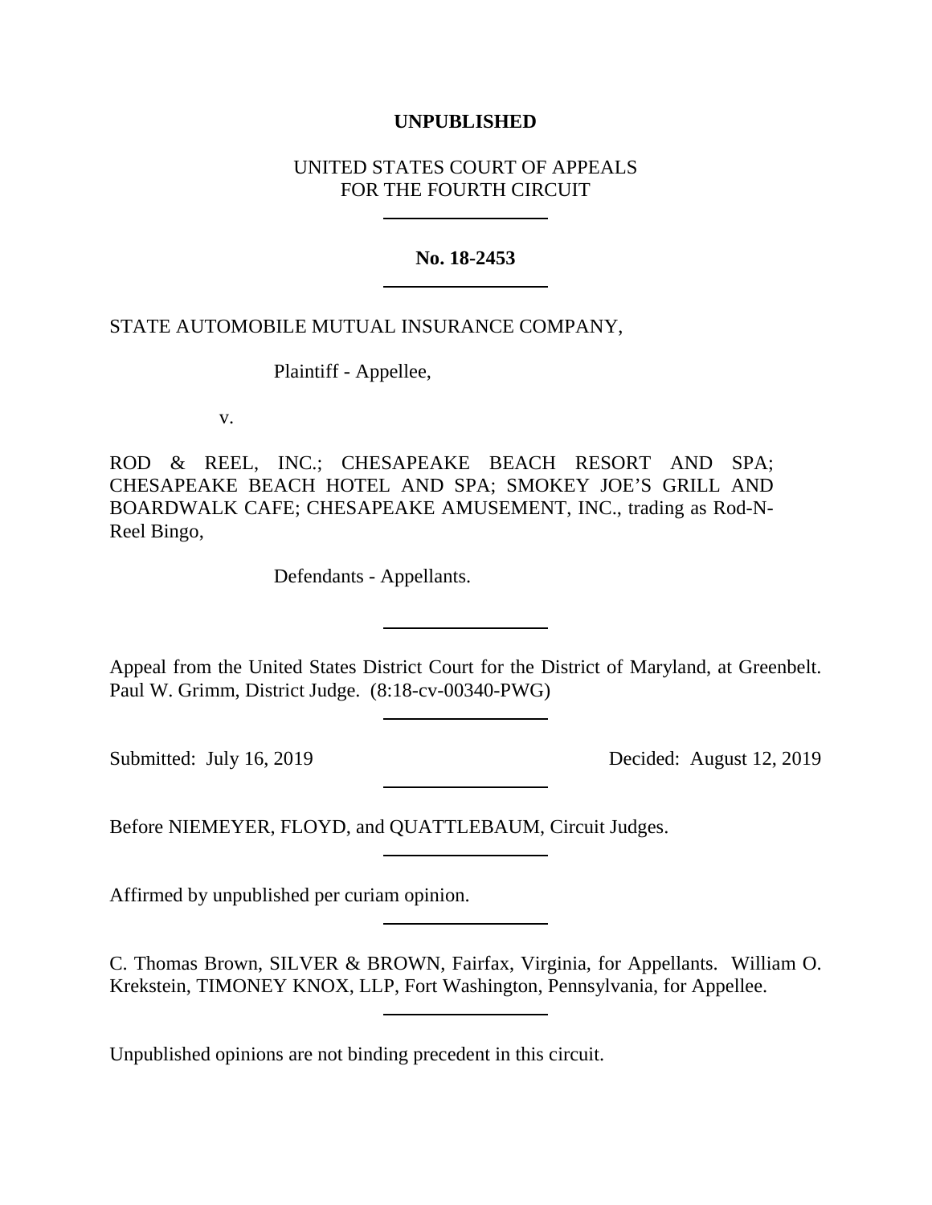**UNPUBLISHED**

UNITED STATES COURT OF APPEALS
FOR THE FOURTH CIRCUIT

---

**No. 18-2453**

---

STATE AUTOMOBILE MUTUAL INSURANCE COMPANY,

Plaintiff - Appellee,

v.

ROD & REEL, INC.; CHESAPEAKE BEACH RESORT AND SPA; CHESAPEAKE BEACH HOTEL AND SPA; SMOKEY JOE'S GRILL AND BOARDWALK CAFE; CHESAPEAKE AMUSEMENT, INC., trading as Rod-N-Reel Bingo,

Defendants - Appellants.

---

Appeal from the United States District Court for the District of Maryland, at Greenbelt. Paul W. Grimm, District Judge. (8:18-cv-00340-PWG)

---

Submitted: July 16, 2019 Decided: August 12, 2019

---

Before NIEMEYER, FLOYD, and QUATTLEBAUM, Circuit Judges.

---

Affirmed by unpublished per curiam opinion.

---

C. Thomas Brown, SILVER & BROWN, Fairfax, Virginia, for Appellants. William O. Krekstein, TIMONEY KNOX, LLP, Fort Washington, Pennsylvania, for Appellee.

---

Unpublished opinions are not binding precedent in this circuit.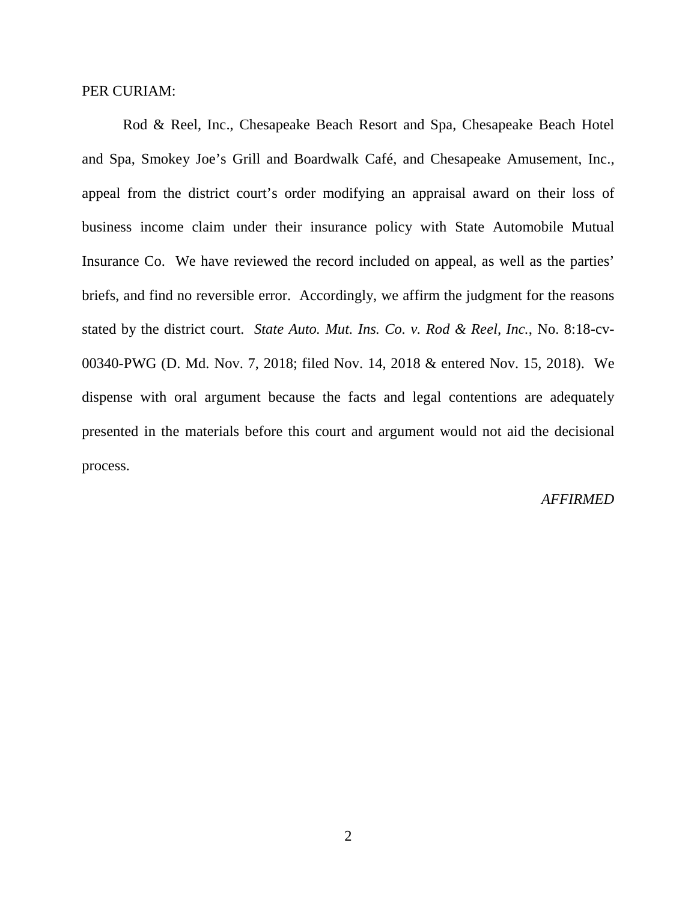PER CURIAM:

Rod & Reel, Inc., Chesapeake Beach Resort and Spa, Chesapeake Beach Hotel and Spa, Smokey Joe's Grill and Boardwalk Café, and Chesapeake Amusement, Inc., appeal from the district court's order modifying an appraisal award on their loss of business income claim under their insurance policy with State Automobile Mutual Insurance Co. We have reviewed the record included on appeal, as well as the parties' briefs, and find no reversible error. Accordingly, we affirm the judgment for the reasons stated by the district court. *State Auto. Mut. Ins. Co. v. Rod & Reel, Inc.*, No. 8:18-cv-00340-PWG (D. Md. Nov. 7, 2018; filed Nov. 14, 2018 & entered Nov. 15, 2018). We dispense with oral argument because the facts and legal contentions are adequately presented in the materials before this court and argument would not aid the decisional process.

*AFFIRMED*